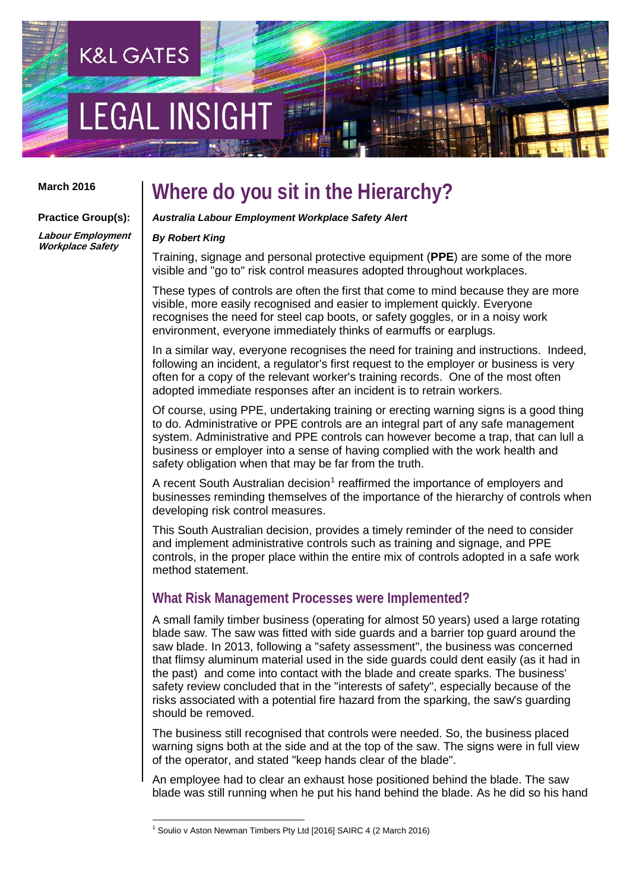K&L GATES

LEGAL INSIGHT

**March 2016**

**Practice Group(s):**

***Labour Employment Workplace Safety***

# Where do you sit in the Hierarchy?

***Australia Labour Employment Workplace Safety Alert***

***By Robert King***

Training, signage and personal protective equipment (**PPE**) are some of the more visible and "go to" risk control measures adopted throughout workplaces.

These types of controls are often the first that come to mind because they are more visible, more easily recognised and easier to implement quickly. Everyone recognises the need for steel cap boots, or safety goggles, or in a noisy work environment, everyone immediately thinks of earmuffs or earplugs.

In a similar way, everyone recognises the need for training and instructions. Indeed, following an incident, a regulator's first request to the employer or business is very often for a copy of the relevant worker's training records. One of the most often adopted immediate responses after an incident is to retrain workers.

Of course, using PPE, undertaking training or erecting warning signs is a good thing to do. Administrative or PPE controls are an integral part of any safe management system. Administrative and PPE controls can however become a trap, that can lull a business or employer into a sense of having complied with the work health and safety obligation when that may be far from the truth.

A recent South Australian decision[1] reaffirmed the importance of employers and businesses reminding themselves of the importance of the hierarchy of controls when developing risk control measures.

This South Australian decision, provides a timely reminder of the need to consider and implement administrative controls such as training and signage, and PPE controls, in the proper place within the entire mix of controls adopted in a safe work method statement.

## What Risk Management Processes were Implemented?

A small family timber business (operating for almost 50 years) used a large rotating blade saw. The saw was fitted with side guards and a barrier top guard around the saw blade. In 2013, following a "safety assessment", the business was concerned that flimsy aluminum material used in the side guards could dent easily (as it had in the past) and come into contact with the blade and create sparks. The business' safety review concluded that in the "interests of safety", especially because of the risks associated with a potential fire hazard from the sparking, the saw's guarding should be removed.

The business still recognised that controls were needed. So, the business placed warning signs both at the side and at the top of the saw. The signs were in full view of the operator, and stated "keep hands clear of the blade".

An employee had to clear an exhaust hose positioned behind the blade. The saw blade was still running when he put his hand behind the blade. As he did so his hand

[1] Soulio v Aston Newman Timbers Pty Ltd [2016] SAIRC 4 (2 March 2016)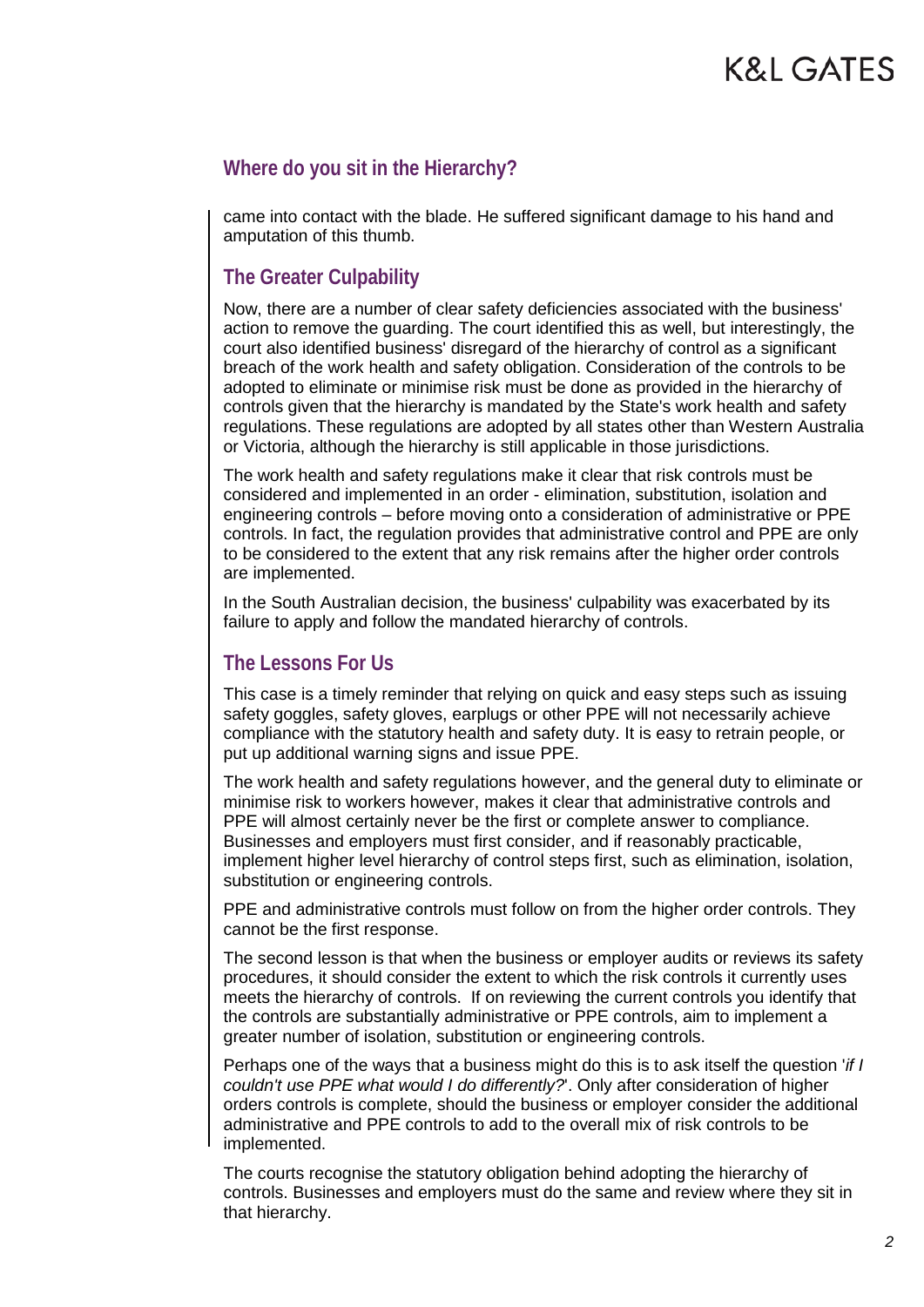## Where do you sit in the Hierarchy?

came into contact with the blade. He suffered significant damage to his hand and amputation of this thumb.

### The Greater Culpability

Now, there are a number of clear safety deficiencies associated with the business' action to remove the guarding. The court identified this as well, but interestingly, the court also identified business' disregard of the hierarchy of control as a significant breach of the work health and safety obligation. Consideration of the controls to be adopted to eliminate or minimise risk must be done as provided in the hierarchy of controls given that the hierarchy is mandated by the State's work health and safety regulations. These regulations are adopted by all states other than Western Australia or Victoria, although the hierarchy is still applicable in those jurisdictions.

The work health and safety regulations make it clear that risk controls must be considered and implemented in an order - elimination, substitution, isolation and engineering controls – before moving onto a consideration of administrative or PPE controls. In fact, the regulation provides that administrative control and PPE are only to be considered to the extent that any risk remains after the higher order controls are implemented.

In the South Australian decision, the business' culpability was exacerbated by its failure to apply and follow the mandated hierarchy of controls.

### The Lessons For Us

This case is a timely reminder that relying on quick and easy steps such as issuing safety goggles, safety gloves, earplugs or other PPE will not necessarily achieve compliance with the statutory health and safety duty. It is easy to retrain people, or put up additional warning signs and issue PPE.

The work health and safety regulations however, and the general duty to eliminate or minimise risk to workers however, makes it clear that administrative controls and PPE will almost certainly never be the first or complete answer to compliance. Businesses and employers must first consider, and if reasonably practicable, implement higher level hierarchy of control steps first, such as elimination, isolation, substitution or engineering controls.

PPE and administrative controls must follow on from the higher order controls. They cannot be the first response.

The second lesson is that when the business or employer audits or reviews its safety procedures, it should consider the extent to which the risk controls it currently uses meets the hierarchy of controls. If on reviewing the current controls you identify that the controls are substantially administrative or PPE controls, aim to implement a greater number of isolation, substitution or engineering controls.

Perhaps one of the ways that a business might do this is to ask itself the question '*if I couldn't use PPE what would I do differently?*'. Only after consideration of higher orders controls is complete, should the business or employer consider the additional administrative and PPE controls to add to the overall mix of risk controls to be implemented.

The courts recognise the statutory obligation behind adopting the hierarchy of controls. Businesses and employers must do the same and review where they sit in that hierarchy.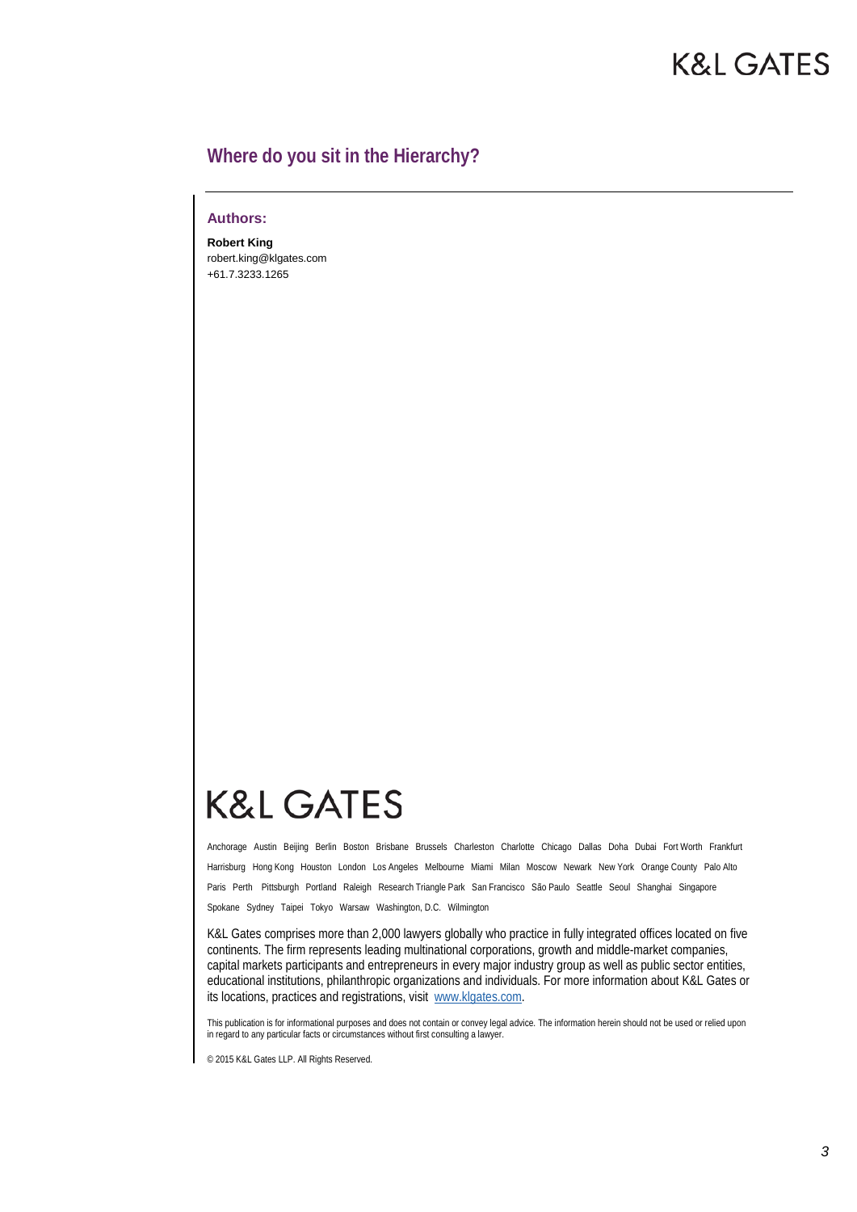## Where do you sit in the Hierarchy?

**Authors:**

**Robert King**
robert.king@klgates.com
+61.7.3233.1265

K&L GATES

Anchorage Austin Beijing Berlin Boston Brisbane Brussels Charleston Charlotte Chicago Dallas Doha Dubai Fort Worth Frankfurt Harrisburg Hong Kong Houston London Los Angeles Melbourne Miami Milan Moscow Newark New York Orange County Palo Alto Paris Perth Pittsburgh Portland Raleigh Research Triangle Park San Francisco São Paulo Seattle Seoul Shanghai Singapore Spokane Sydney Taipei Tokyo Warsaw Washington, D.C. Wilmington

K&L Gates comprises more than 2,000 lawyers globally who practice in fully integrated offices located on five continents. The firm represents leading multinational corporations, growth and middle-market companies, capital markets participants and entrepreneurs in every major industry group as well as public sector entities, educational institutions, philanthropic organizations and individuals. For more information about K&L Gates or its locations, practices and registrations, visit www.klgates.com.

This publication is for informational purposes and does not contain or convey legal advice. The information herein should not be used or relied upon in regard to any particular facts or circumstances without first consulting a lawyer.

© 2015 K&L Gates LLP. All Rights Reserved.